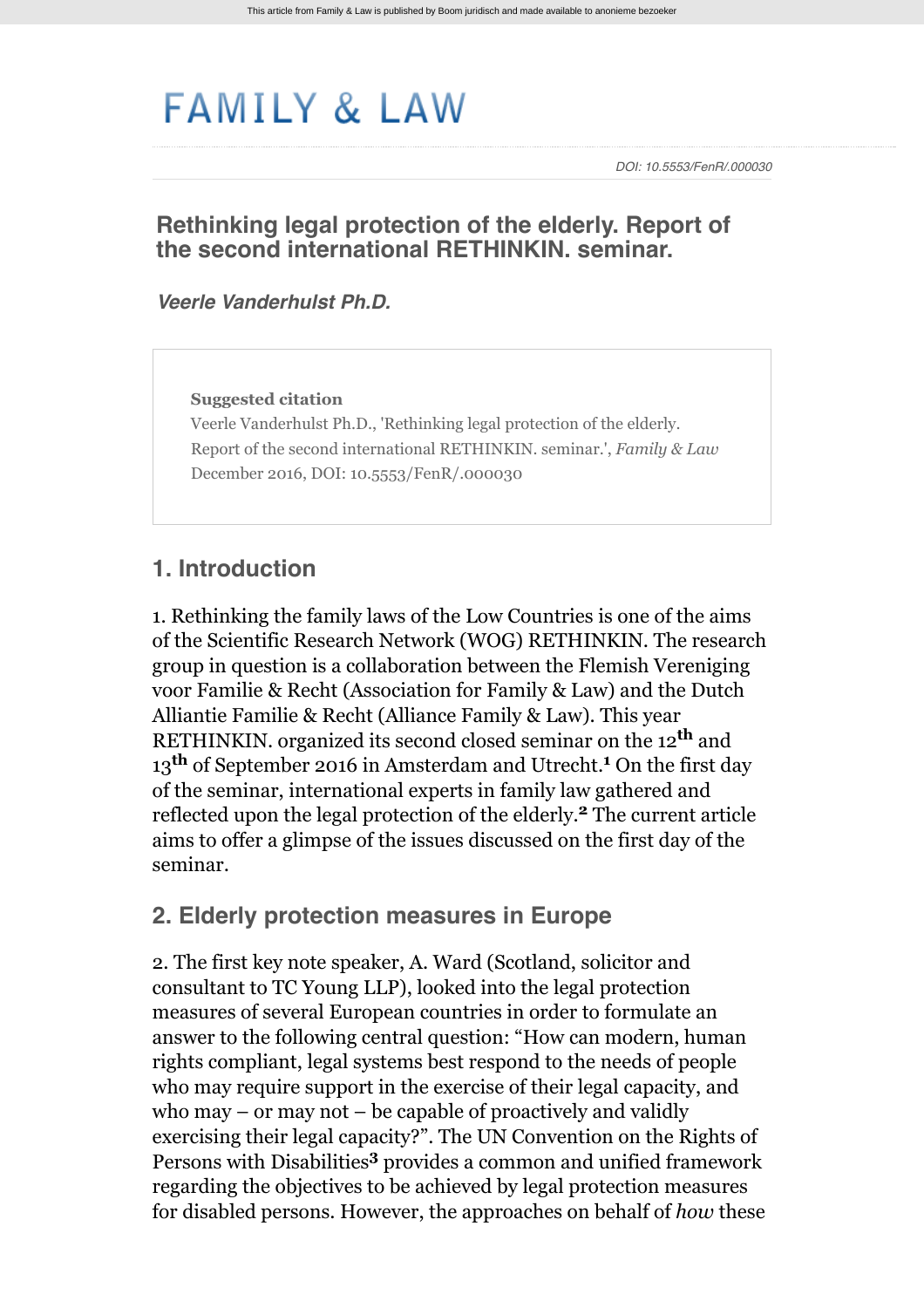# FAMILY & LAW

DOI: 10.5553/FenR/.000030

## Rethinking legal protection of the elderly. Report of the second international RETHINKIN. seminar.

***Veerle Vanderhulst Ph.D.***

**Suggested citation**

Veerle Vanderhulst Ph.D., 'Rethinking legal protection of the elderly. Report of the second international RETHINKIN. seminar.', *Family & Law* December 2016, DOI: 10.5553/FenR/.000030

## 1. Introduction

1. Rethinking the family laws of the Low Countries is one of the aims of the Scientific Research Network (WOG) RETHINKIN. The research group in question is a collaboration between the Flemish Vereniging voor Familie & Recht (Association for Family & Law) and the Dutch Alliantie Familie & Recht (Alliance Family & Law). This year RETHINKIN. organized its second closed seminar on the 12th and 13th of September 2016 in Amsterdam and Utrecht.[1] On the first day of the seminar, international experts in family law gathered and reflected upon the legal protection of the elderly.[2] The current article aims to offer a glimpse of the issues discussed on the first day of the seminar.

## 2. Elderly protection measures in Europe

2. The first key note speaker, A. Ward (Scotland, solicitor and consultant to TC Young LLP), looked into the legal protection measures of several European countries in order to formulate an answer to the following central question: "How can modern, human rights compliant, legal systems best respond to the needs of people who may require support in the exercise of their legal capacity, and who may – or may not – be capable of proactively and validly exercising their legal capacity?". The UN Convention on the Rights of Persons with Disabilities[3] provides a common and unified framework regarding the objectives to be achieved by legal protection measures for disabled persons. However, the approaches on behalf of *how* these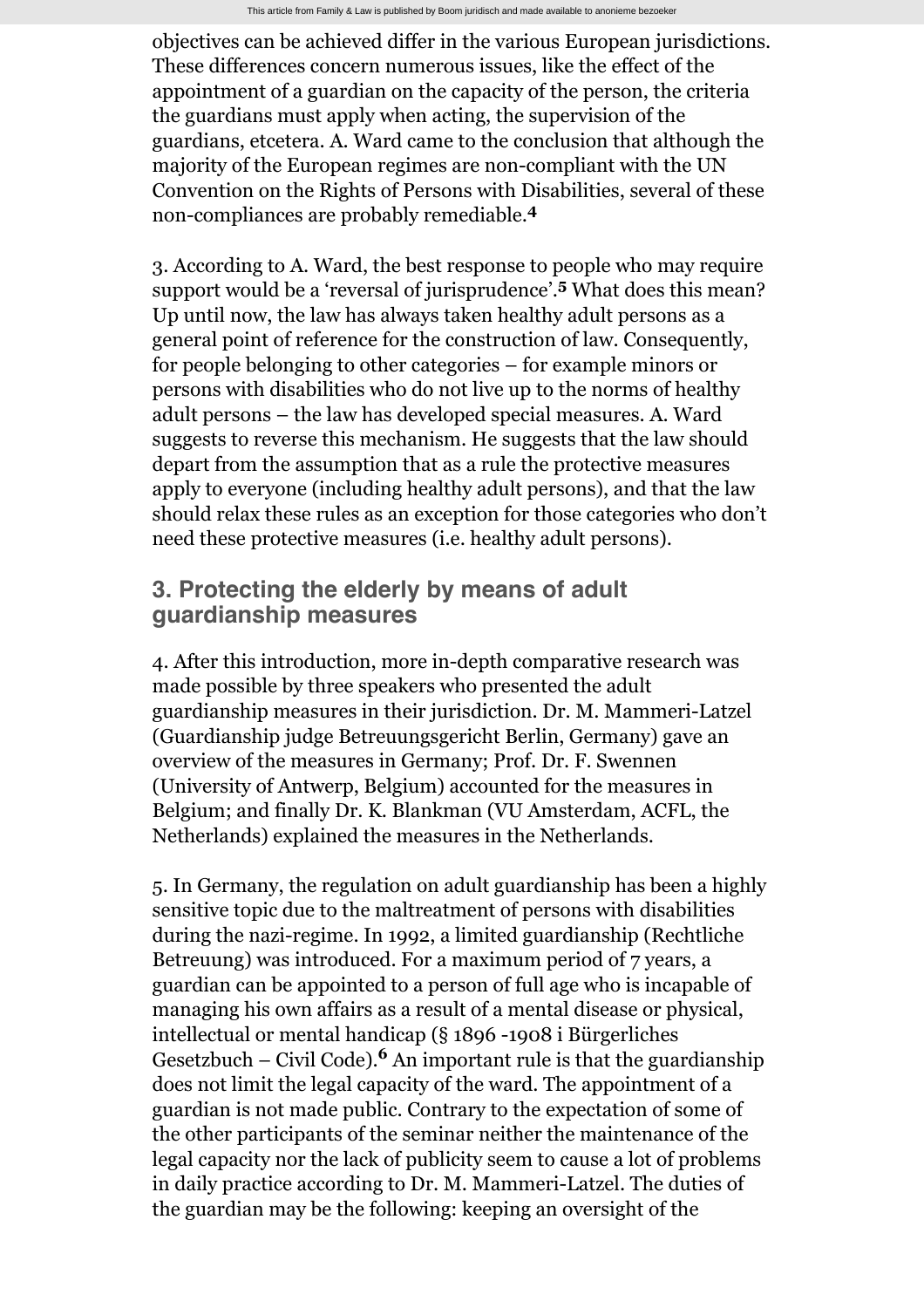objectives can be achieved differ in the various European jurisdictions. These differences concern numerous issues, like the effect of the appointment of a guardian on the capacity of the person, the criteria the guardians must apply when acting, the supervision of the guardians, etcetera. A. Ward came to the conclusion that although the majority of the European regimes are non-compliant with the UN Convention on the Rights of Persons with Disabilities, several of these non-compliances are probably remediable.[4]

3. According to A. Ward, the best response to people who may require support would be a 'reversal of jurisprudence'.[5] What does this mean? Up until now, the law has always taken healthy adult persons as a general point of reference for the construction of law. Consequently, for people belonging to other categories – for example minors or persons with disabilities who do not live up to the norms of healthy adult persons – the law has developed special measures. A. Ward suggests to reverse this mechanism. He suggests that the law should depart from the assumption that as a rule the protective measures apply to everyone (including healthy adult persons), and that the law should relax these rules as an exception for those categories who don't need these protective measures (i.e. healthy adult persons).

## 3. Protecting the elderly by means of adult guardianship measures

4. After this introduction, more in-depth comparative research was made possible by three speakers who presented the adult guardianship measures in their jurisdiction. Dr. M. Mammeri-Latzel (Guardianship judge Betreuungsgericht Berlin, Germany) gave an overview of the measures in Germany; Prof. Dr. F. Swennen (University of Antwerp, Belgium) accounted for the measures in Belgium; and finally Dr. K. Blankman (VU Amsterdam, ACFL, the Netherlands) explained the measures in the Netherlands.

5. In Germany, the regulation on adult guardianship has been a highly sensitive topic due to the maltreatment of persons with disabilities during the nazi-regime. In 1992, a limited guardianship (Rechtliche Betreuung) was introduced. For a maximum period of 7 years, a guardian can be appointed to a person of full age who is incapable of managing his own affairs as a result of a mental disease or physical, intellectual or mental handicap (§ 1896 -1908 i Bürgerliches Gesetzbuch – Civil Code).[6] An important rule is that the guardianship does not limit the legal capacity of the ward. The appointment of a guardian is not made public. Contrary to the expectation of some of the other participants of the seminar neither the maintenance of the legal capacity nor the lack of publicity seem to cause a lot of problems in daily practice according to Dr. M. Mammeri-Latzel. The duties of the guardian may be the following: keeping an oversight of the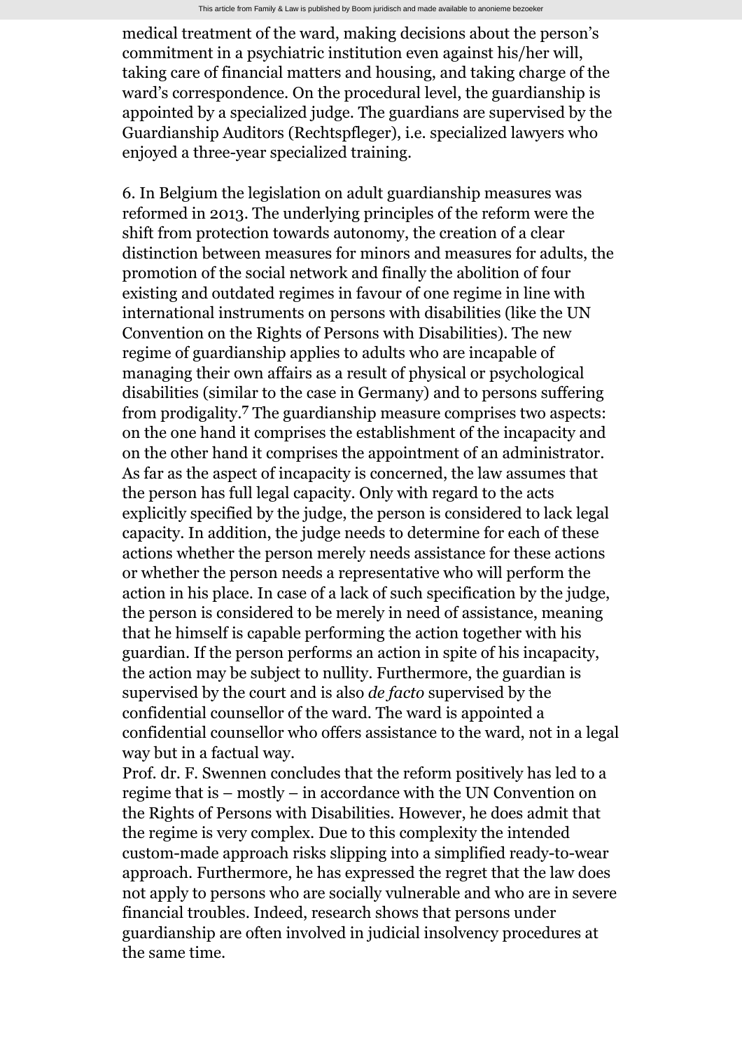medical treatment of the ward, making decisions about the person's commitment in a psychiatric institution even against his/her will, taking care of financial matters and housing, and taking charge of the ward's correspondence. On the procedural level, the guardianship is appointed by a specialized judge. The guardians are supervised by the Guardianship Auditors (Rechtspfleger), i.e. specialized lawyers who enjoyed a three-year specialized training.

6. In Belgium the legislation on adult guardianship measures was reformed in 2013. The underlying principles of the reform were the shift from protection towards autonomy, the creation of a clear distinction between measures for minors and measures for adults, the promotion of the social network and finally the abolition of four existing and outdated regimes in favour of one regime in line with international instruments on persons with disabilities (like the UN Convention on the Rights of Persons with Disabilities). The new regime of guardianship applies to adults who are incapable of managing their own affairs as a result of physical or psychological disabilities (similar to the case in Germany) and to persons suffering from prodigality.[7] The guardianship measure comprises two aspects: on the one hand it comprises the establishment of the incapacity and on the other hand it comprises the appointment of an administrator. As far as the aspect of incapacity is concerned, the law assumes that the person has full legal capacity. Only with regard to the acts explicitly specified by the judge, the person is considered to lack legal capacity. In addition, the judge needs to determine for each of these actions whether the person merely needs assistance for these actions or whether the person needs a representative who will perform the action in his place. In case of a lack of such specification by the judge, the person is considered to be merely in need of assistance, meaning that he himself is capable performing the action together with his guardian. If the person performs an action in spite of his incapacity, the action may be subject to nullity. Furthermore, the guardian is supervised by the court and is also *de facto* supervised by the confidential counsellor of the ward. The ward is appointed a confidential counsellor who offers assistance to the ward, not in a legal way but in a factual way.

Prof. dr. F. Swennen concludes that the reform positively has led to a regime that is – mostly – in accordance with the UN Convention on the Rights of Persons with Disabilities. However, he does admit that the regime is very complex. Due to this complexity the intended custom-made approach risks slipping into a simplified ready-to-wear approach. Furthermore, he has expressed the regret that the law does not apply to persons who are socially vulnerable and who are in severe financial troubles. Indeed, research shows that persons under guardianship are often involved in judicial insolvency procedures at the same time.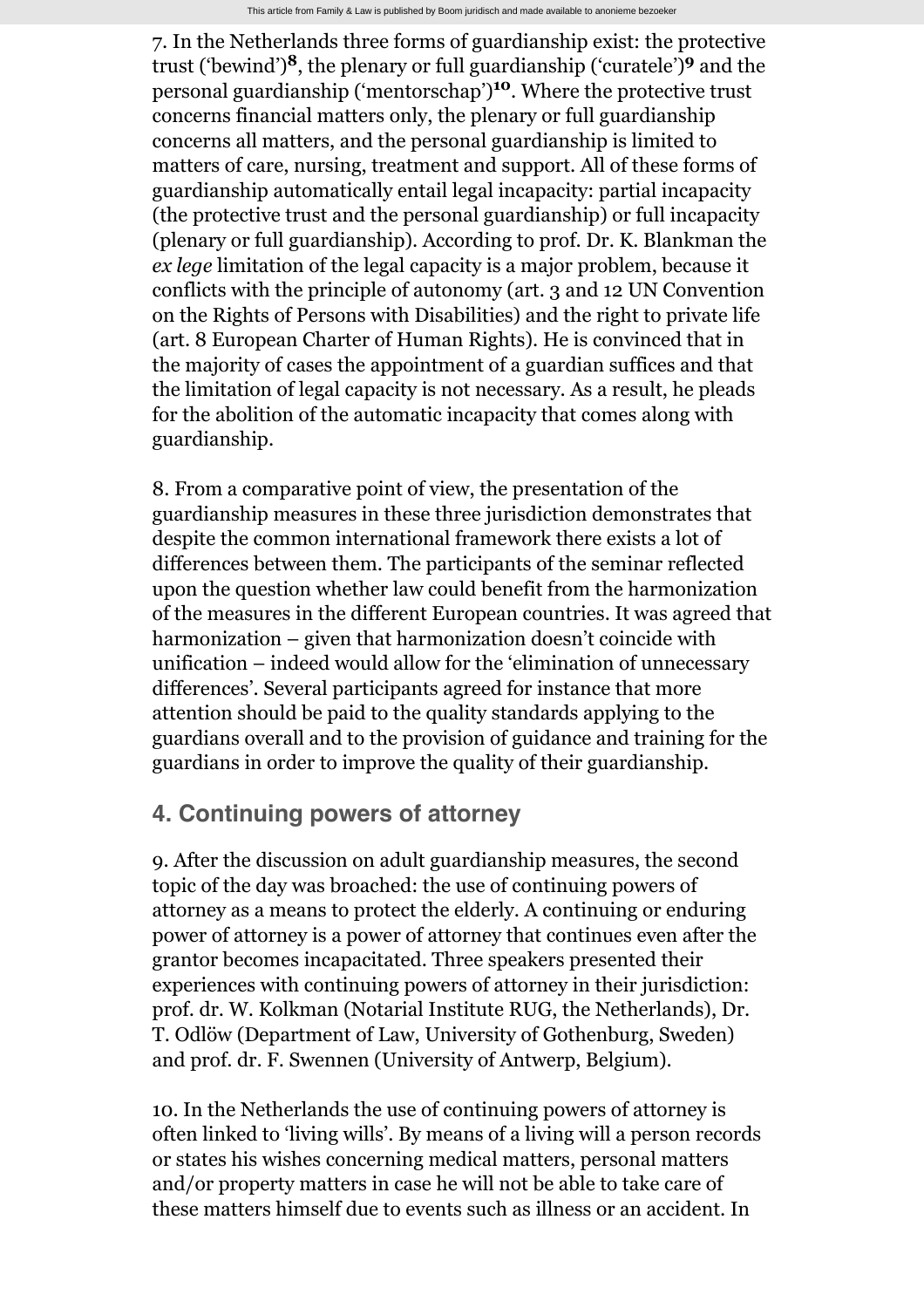7. In the Netherlands three forms of guardianship exist: the protective trust ('bewind')[8], the plenary or full guardianship ('curatele')[9] and the personal guardianship ('mentorschap')[10]. Where the protective trust concerns financial matters only, the plenary or full guardianship concerns all matters, and the personal guardianship is limited to matters of care, nursing, treatment and support. All of these forms of guardianship automatically entail legal incapacity: partial incapacity (the protective trust and the personal guardianship) or full incapacity (plenary or full guardianship). According to prof. Dr. K. Blankman the *ex lege* limitation of the legal capacity is a major problem, because it conflicts with the principle of autonomy (art. 3 and 12 UN Convention on the Rights of Persons with Disabilities) and the right to private life (art. 8 European Charter of Human Rights). He is convinced that in the majority of cases the appointment of a guardian suffices and that the limitation of legal capacity is not necessary. As a result, he pleads for the abolition of the automatic incapacity that comes along with guardianship.

8. From a comparative point of view, the presentation of the guardianship measures in these three jurisdiction demonstrates that despite the common international framework there exists a lot of differences between them. The participants of the seminar reflected upon the question whether law could benefit from the harmonization of the measures in the different European countries. It was agreed that harmonization – given that harmonization doesn't coincide with unification – indeed would allow for the 'elimination of unnecessary differences'. Several participants agreed for instance that more attention should be paid to the quality standards applying to the guardians overall and to the provision of guidance and training for the guardians in order to improve the quality of their guardianship.

## 4. Continuing powers of attorney

9. After the discussion on adult guardianship measures, the second topic of the day was broached: the use of continuing powers of attorney as a means to protect the elderly. A continuing or enduring power of attorney is a power of attorney that continues even after the grantor becomes incapacitated. Three speakers presented their experiences with continuing powers of attorney in their jurisdiction: prof. dr. W. Kolkman (Notarial Institute RUG, the Netherlands), Dr. T. Odlöw (Department of Law, University of Gothenburg, Sweden) and prof. dr. F. Swennen (University of Antwerp, Belgium).

10. In the Netherlands the use of continuing powers of attorney is often linked to 'living wills'. By means of a living will a person records or states his wishes concerning medical matters, personal matters and/or property matters in case he will not be able to take care of these matters himself due to events such as illness or an accident. In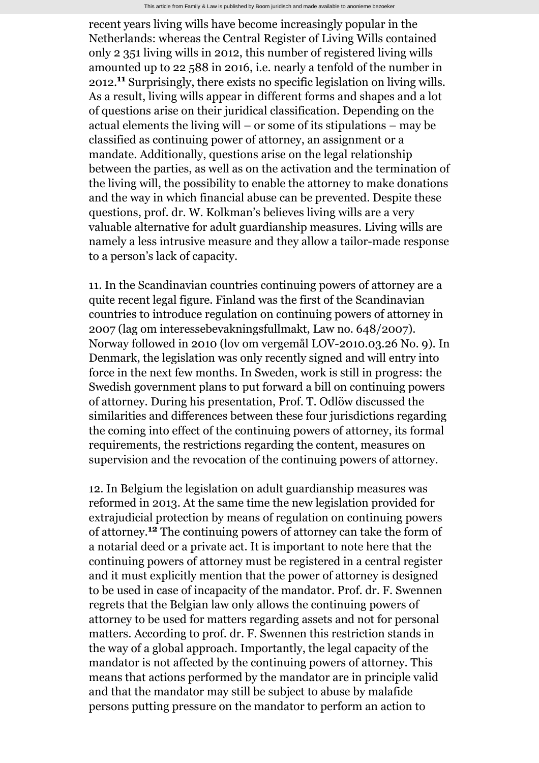recent years living wills have become increasingly popular in the Netherlands: whereas the Central Register of Living Wills contained only 2 351 living wills in 2012, this number of registered living wills amounted up to 22 588 in 2016, i.e. nearly a tenfold of the number in 2012.[11] Surprisingly, there exists no specific legislation on living wills. As a result, living wills appear in different forms and shapes and a lot of questions arise on their juridical classification. Depending on the actual elements the living will – or some of its stipulations – may be classified as continuing power of attorney, an assignment or a mandate. Additionally, questions arise on the legal relationship between the parties, as well as on the activation and the termination of the living will, the possibility to enable the attorney to make donations and the way in which financial abuse can be prevented. Despite these questions, prof. dr. W. Kolkman's believes living wills are a very valuable alternative for adult guardianship measures. Living wills are namely a less intrusive measure and they allow a tailor-made response to a person's lack of capacity.

11. In the Scandinavian countries continuing powers of attorney are a quite recent legal figure. Finland was the first of the Scandinavian countries to introduce regulation on continuing powers of attorney in 2007 (lag om interessebevakningsfullmakt, Law no. 648/2007). Norway followed in 2010 (lov om vergemål LOV-2010.03.26 No. 9). In Denmark, the legislation was only recently signed and will entry into force in the next few months. In Sweden, work is still in progress: the Swedish government plans to put forward a bill on continuing powers of attorney. During his presentation, Prof. T. Odlöw discussed the similarities and differences between these four jurisdictions regarding the coming into effect of the continuing powers of attorney, its formal requirements, the restrictions regarding the content, measures on supervision and the revocation of the continuing powers of attorney.

12. In Belgium the legislation on adult guardianship measures was reformed in 2013. At the same time the new legislation provided for extrajudicial protection by means of regulation on continuing powers of attorney.[12] The continuing powers of attorney can take the form of a notarial deed or a private act. It is important to note here that the continuing powers of attorney must be registered in a central register and it must explicitly mention that the power of attorney is designed to be used in case of incapacity of the mandator. Prof. dr. F. Swennen regrets that the Belgian law only allows the continuing powers of attorney to be used for matters regarding assets and not for personal matters. According to prof. dr. F. Swennen this restriction stands in the way of a global approach. Importantly, the legal capacity of the mandator is not affected by the continuing powers of attorney. This means that actions performed by the mandator are in principle valid and that the mandator may still be subject to abuse by malafide persons putting pressure on the mandator to perform an action to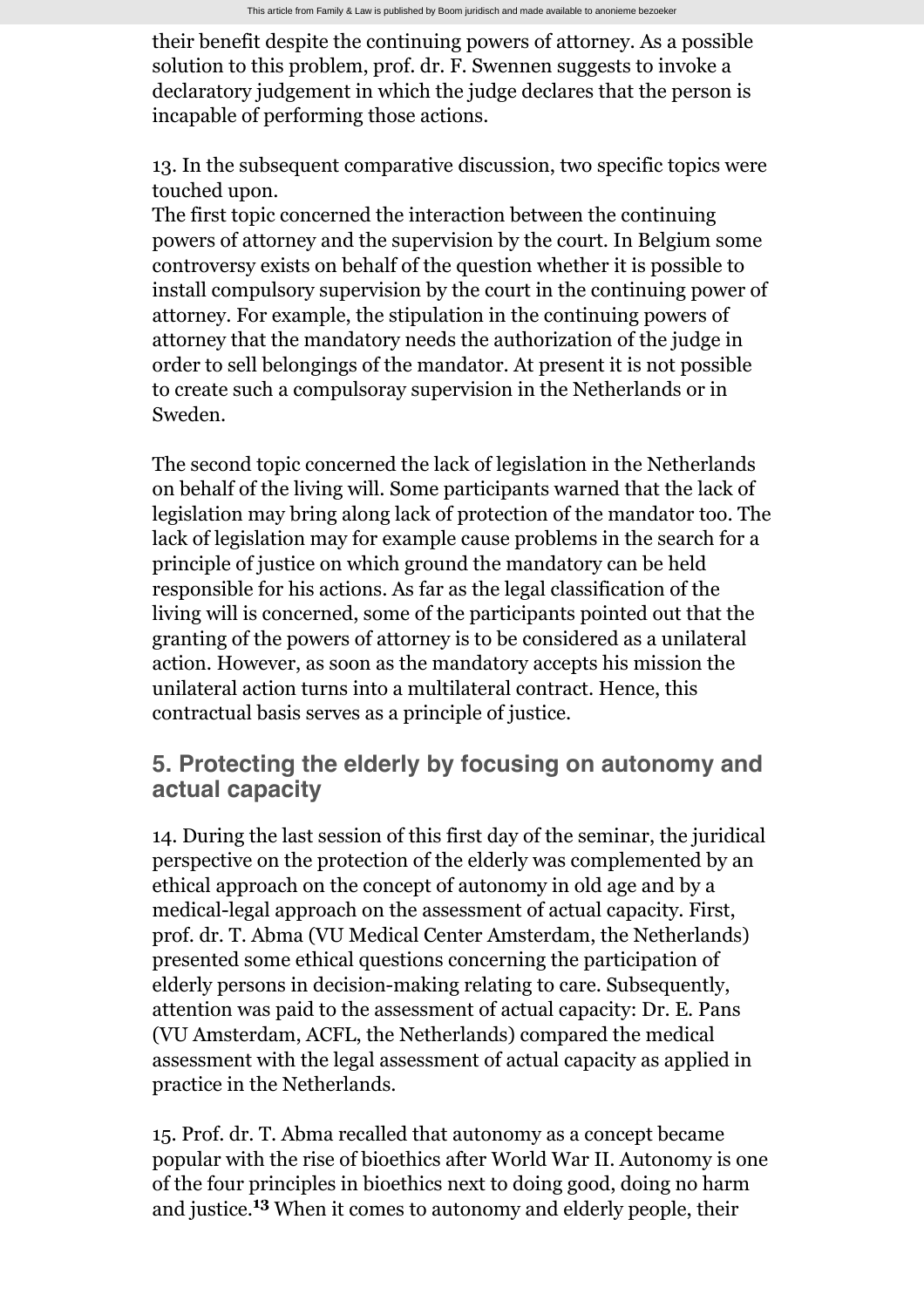their benefit despite the continuing powers of attorney. As a possible solution to this problem, prof. dr. F. Swennen suggests to invoke a declaratory judgement in which the judge declares that the person is incapable of performing those actions.

13. In the subsequent comparative discussion, two specific topics were touched upon.
The first topic concerned the interaction between the continuing powers of attorney and the supervision by the court. In Belgium some controversy exists on behalf of the question whether it is possible to install compulsory supervision by the court in the continuing power of attorney. For example, the stipulation in the continuing powers of attorney that the mandatory needs the authorization of the judge in order to sell belongings of the mandator. At present it is not possible to create such a compulsoray supervision in the Netherlands or in Sweden.

The second topic concerned the lack of legislation in the Netherlands on behalf of the living will. Some participants warned that the lack of legislation may bring along lack of protection of the mandator too. The lack of legislation may for example cause problems in the search for a principle of justice on which ground the mandatory can be held responsible for his actions. As far as the legal classification of the living will is concerned, some of the participants pointed out that the granting of the powers of attorney is to be considered as a unilateral action. However, as soon as the mandatory accepts his mission the unilateral action turns into a multilateral contract. Hence, this contractual basis serves as a principle of justice.

## 5. Protecting the elderly by focusing on autonomy and actual capacity

14. During the last session of this first day of the seminar, the juridical perspective on the protection of the elderly was complemented by an ethical approach on the concept of autonomy in old age and by a medical-legal approach on the assessment of actual capacity. First, prof. dr. T. Abma (VU Medical Center Amsterdam, the Netherlands) presented some ethical questions concerning the participation of elderly persons in decision-making relating to care. Subsequently, attention was paid to the assessment of actual capacity: Dr. E. Pans (VU Amsterdam, ACFL, the Netherlands) compared the medical assessment with the legal assessment of actual capacity as applied in practice in the Netherlands.

15. Prof. dr. T. Abma recalled that autonomy as a concept became popular with the rise of bioethics after World War II. Autonomy is one of the four principles in bioethics next to doing good, doing no harm and justice.[13] When it comes to autonomy and elderly people, their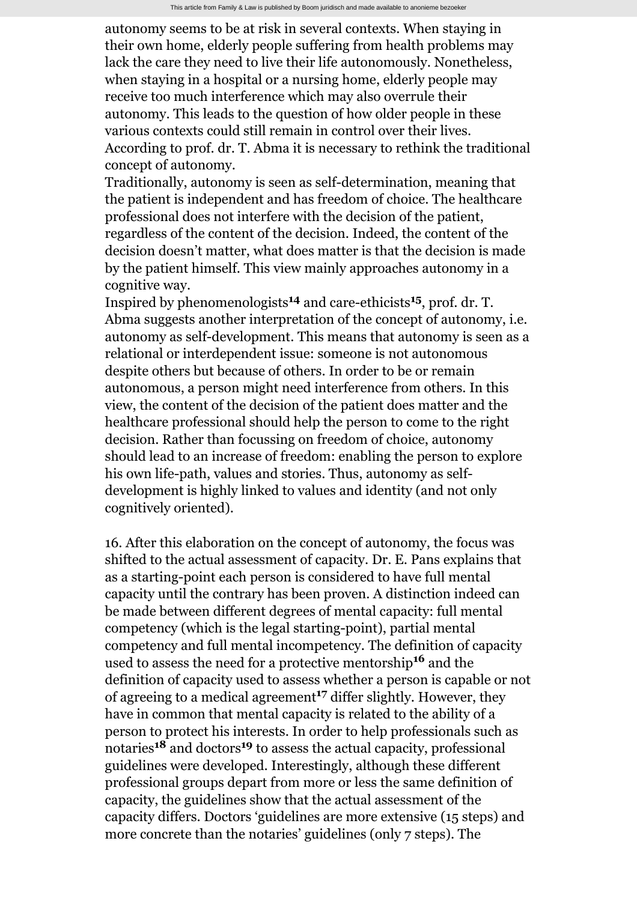autonomy seems to be at risk in several contexts. When staying in their own home, elderly people suffering from health problems may lack the care they need to live their life autonomously. Nonetheless, when staying in a hospital or a nursing home, elderly people may receive too much interference which may also overrule their autonomy. This leads to the question of how older people in these various contexts could still remain in control over their lives. According to prof. dr. T. Abma it is necessary to rethink the traditional concept of autonomy.

Traditionally, autonomy is seen as self-determination, meaning that the patient is independent and has freedom of choice. The healthcare professional does not interfere with the decision of the patient, regardless of the content of the decision. Indeed, the content of the decision doesn't matter, what does matter is that the decision is made by the patient himself. This view mainly approaches autonomy in a cognitive way.

Inspired by phenomenologists[14] and care-ethicists[15], prof. dr. T. Abma suggests another interpretation of the concept of autonomy, i.e. autonomy as self-development. This means that autonomy is seen as a relational or interdependent issue: someone is not autonomous despite others but because of others. In order to be or remain autonomous, a person might need interference from others. In this view, the content of the decision of the patient does matter and the healthcare professional should help the person to come to the right decision. Rather than focussing on freedom of choice, autonomy should lead to an increase of freedom: enabling the person to explore his own life-path, values and stories. Thus, autonomy as self-development is highly linked to values and identity (and not only cognitively oriented).

16. After this elaboration on the concept of autonomy, the focus was shifted to the actual assessment of capacity. Dr. E. Pans explains that as a starting-point each person is considered to have full mental capacity until the contrary has been proven. A distinction indeed can be made between different degrees of mental capacity: full mental competency (which is the legal starting-point), partial mental competency and full mental incompetency. The definition of capacity used to assess the need for a protective mentorship[16] and the definition of capacity used to assess whether a person is capable or not of agreeing to a medical agreement[17] differ slightly. However, they have in common that mental capacity is related to the ability of a person to protect his interests. In order to help professionals such as notaries[18] and doctors[19] to assess the actual capacity, professional guidelines were developed. Interestingly, although these different professional groups depart from more or less the same definition of capacity, the guidelines show that the actual assessment of the capacity differs. Doctors 'guidelines are more extensive (15 steps) and more concrete than the notaries' guidelines (only 7 steps). The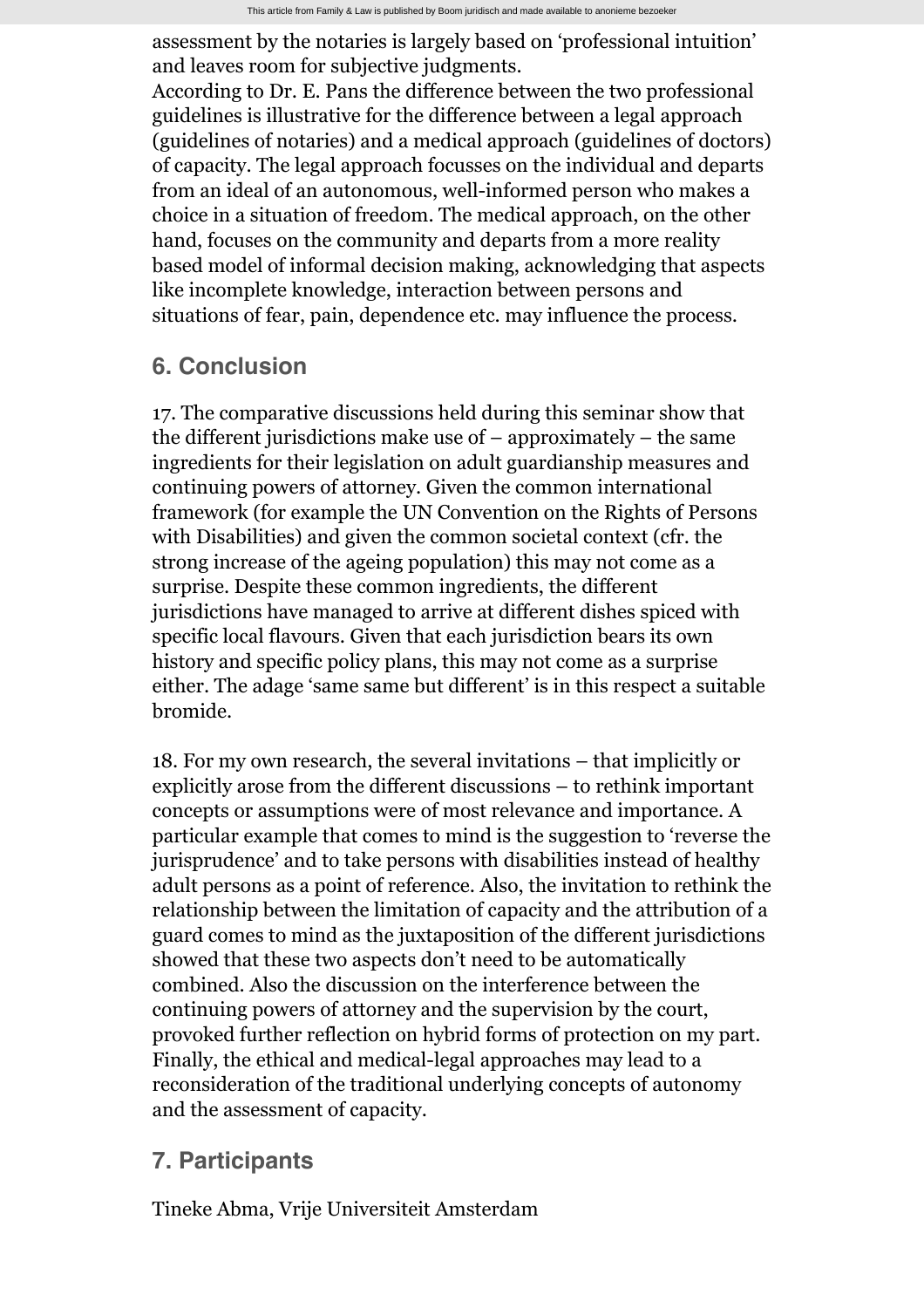assessment by the notaries is largely based on 'professional intuition' and leaves room for subjective judgments.
According to Dr. E. Pans the difference between the two professional guidelines is illustrative for the difference between a legal approach (guidelines of notaries) and a medical approach (guidelines of doctors) of capacity. The legal approach focusses on the individual and departs from an ideal of an autonomous, well-informed person who makes a choice in a situation of freedom. The medical approach, on the other hand, focuses on the community and departs from a more reality based model of informal decision making, acknowledging that aspects like incomplete knowledge, interaction between persons and situations of fear, pain, dependence etc. may influence the process.

## 6. Conclusion

17. The comparative discussions held during this seminar show that the different jurisdictions make use of – approximately – the same ingredients for their legislation on adult guardianship measures and continuing powers of attorney. Given the common international framework (for example the UN Convention on the Rights of Persons with Disabilities) and given the common societal context (cfr. the strong increase of the ageing population) this may not come as a surprise. Despite these common ingredients, the different jurisdictions have managed to arrive at different dishes spiced with specific local flavours. Given that each jurisdiction bears its own history and specific policy plans, this may not come as a surprise either. The adage 'same same but different' is in this respect a suitable bromide.

18. For my own research, the several invitations – that implicitly or explicitly arose from the different discussions – to rethink important concepts or assumptions were of most relevance and importance. A particular example that comes to mind is the suggestion to 'reverse the jurisprudence' and to take persons with disabilities instead of healthy adult persons as a point of reference. Also, the invitation to rethink the relationship between the limitation of capacity and the attribution of a guard comes to mind as the juxtaposition of the different jurisdictions showed that these two aspects don't need to be automatically combined. Also the discussion on the interference between the continuing powers of attorney and the supervision by the court, provoked further reflection on hybrid forms of protection on my part. Finally, the ethical and medical-legal approaches may lead to a reconsideration of the traditional underlying concepts of autonomy and the assessment of capacity.

## 7. Participants

Tineke Abma, Vrije Universiteit Amsterdam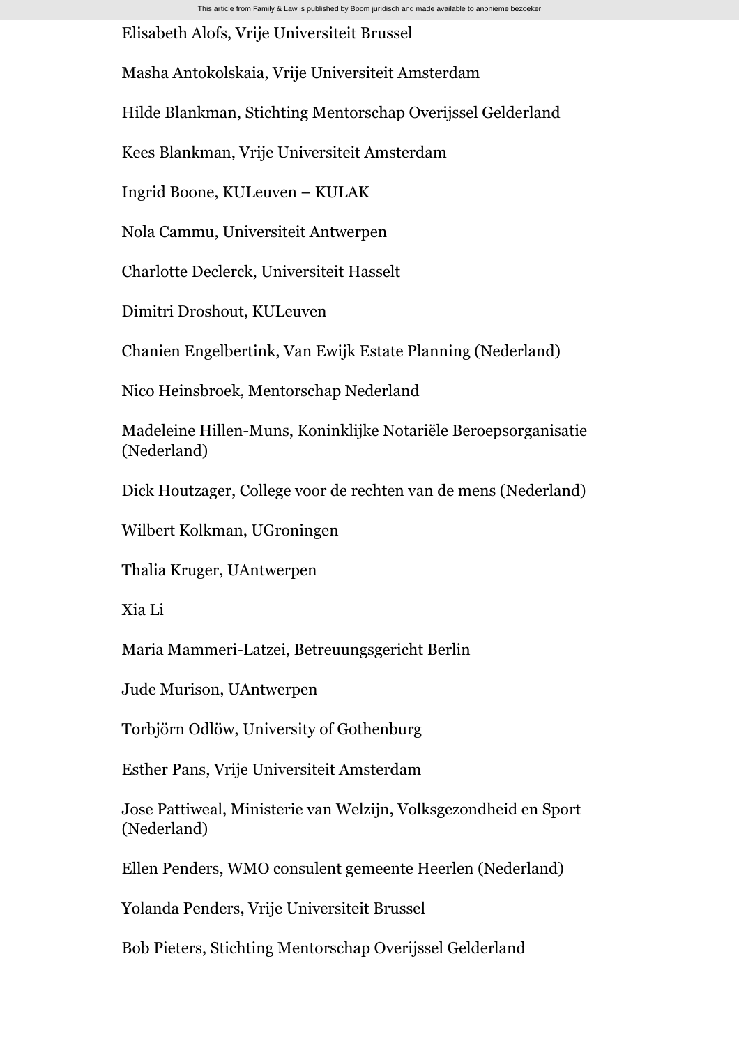Elisabeth Alofs, Vrije Universiteit Brussel

Masha Antokolskaia, Vrije Universiteit Amsterdam

Hilde Blankman, Stichting Mentorschap Overijssel Gelderland

Kees Blankman, Vrije Universiteit Amsterdam

Ingrid Boone, KULeuven – KULAK

Nola Cammu, Universiteit Antwerpen

Charlotte Declerck, Universiteit Hasselt

Dimitri Droshout, KULeuven

Chanien Engelbertink, Van Ewijk Estate Planning (Nederland)

Nico Heinsbroek, Mentorschap Nederland

Madeleine Hillen-Muns, Koninklijke Notariële Beroepsorganisatie (Nederland)

Dick Houtzager, College voor de rechten van de mens (Nederland)

Wilbert Kolkman, UGroningen

Thalia Kruger, UAntwerpen

Xia Li

Maria Mammeri-Latzei, Betreuungsgericht Berlin

Jude Murison, UAntwerpen

Torbjörn Odlöw, University of Gothenburg

Esther Pans, Vrije Universiteit Amsterdam

Jose Pattiweal, Ministerie van Welzijn, Volksgezondheid en Sport (Nederland)

Ellen Penders, WMO consulent gemeente Heerlen (Nederland)

Yolanda Penders, Vrije Universiteit Brussel

Bob Pieters, Stichting Mentorschap Overijssel Gelderland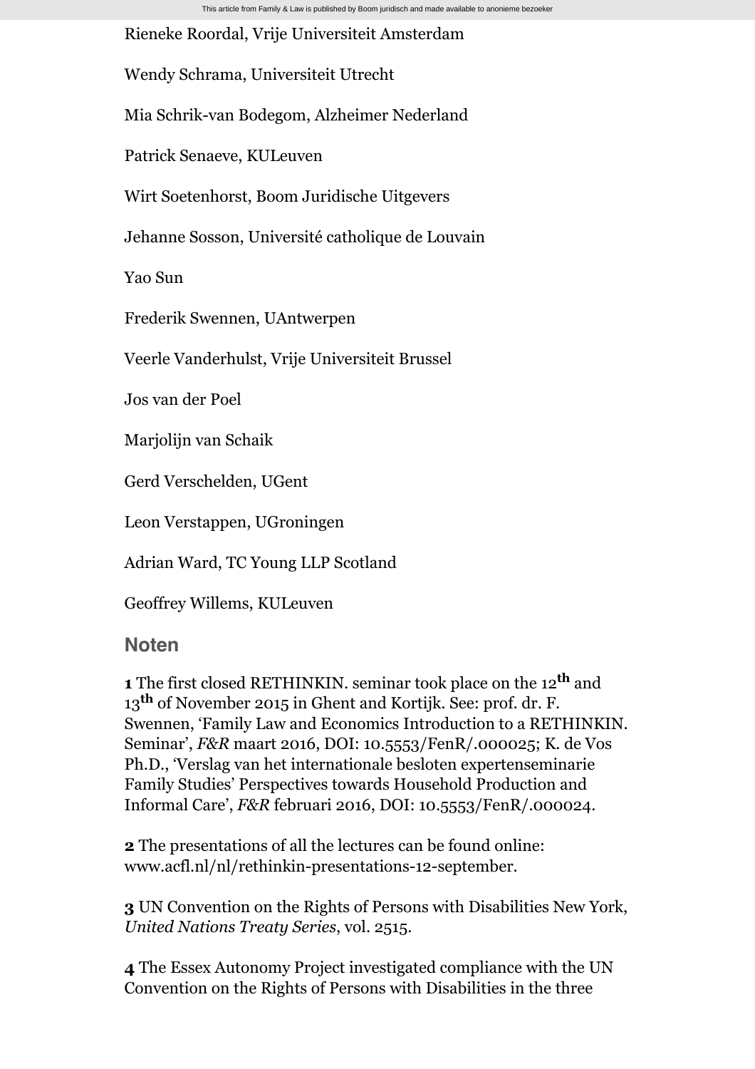Rieneke Roordal, Vrije Universiteit Amsterdam

Wendy Schrama, Universiteit Utrecht

Mia Schrik-van Bodegom, Alzheimer Nederland

Patrick Senaeve, KULeuven

Wirt Soetenhorst, Boom Juridische Uitgevers

Jehanne Sosson, Université catholique de Louvain

Yao Sun

Frederik Swennen, UAntwerpen

Veerle Vanderhulst, Vrije Universiteit Brussel

Jos van der Poel

Marjolijn van Schaik

Gerd Verschelden, UGent

Leon Verstappen, UGroningen

Adrian Ward, TC Young LLP Scotland

Geoffrey Willems, KULeuven

## Noten

**1** The first closed RETHINKIN. seminar took place on the 12th and 13th of November 2015 in Ghent and Kortijk. See: prof. dr. F. Swennen, 'Family Law and Economics Introduction to a RETHINKIN. Seminar', *F&R* maart 2016, DOI: 10.5553/FenR/.000025; K. de Vos Ph.D., 'Verslag van het internationale besloten expertenseminarie Family Studies' Perspectives towards Household Production and Informal Care', *F&R* februari 2016, DOI: 10.5553/FenR/.000024.

**2** The presentations of all the lectures can be found online: www.acfl.nl/nl/rethinkin-presentations-12-september.

**3** UN Convention on the Rights of Persons with Disabilities New York, *United Nations Treaty Series*, vol. 2515.

**4** The Essex Autonomy Project investigated compliance with the UN Convention on the Rights of Persons with Disabilities in the three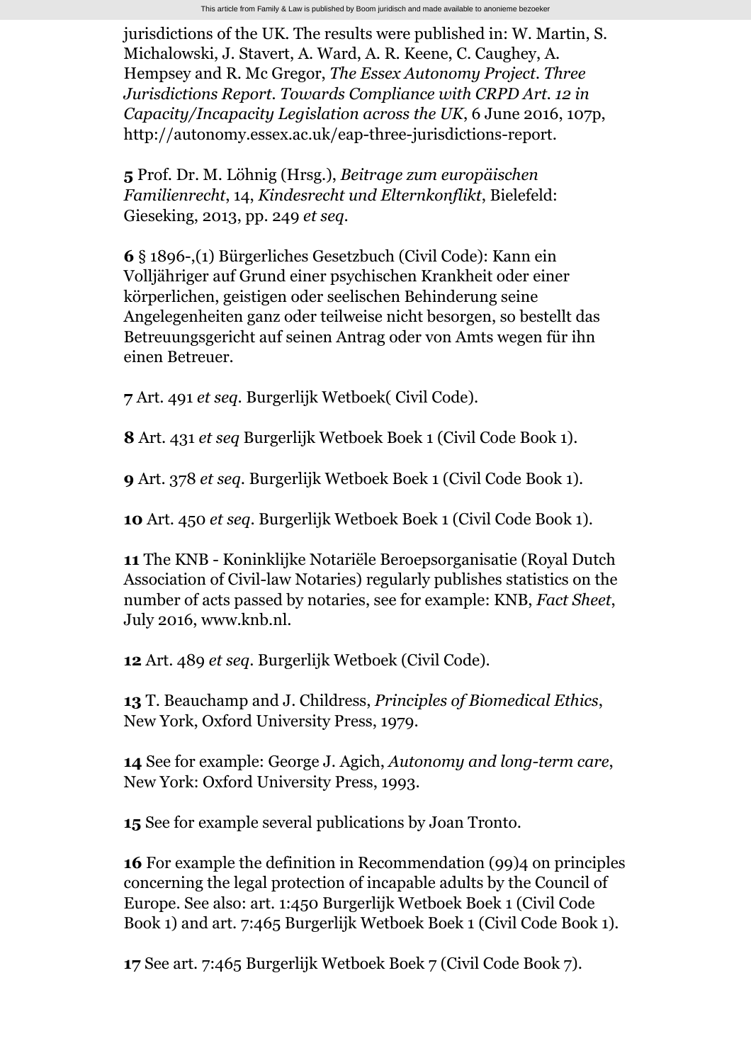jurisdictions of the UK. The results were published in: W. Martin, S. Michalowski, J. Stavert, A. Ward, A. R. Keene, C. Caughey, A. Hempsey and R. Mc Gregor, *The Essex Autonomy Project. Three Jurisdictions Report. Towards Compliance with CRPD Art. 12 in Capacity/Incapacity Legislation across the UK*, 6 June 2016, 107p, http://autonomy.essex.ac.uk/eap-three-jurisdictions-report.

**5** Prof. Dr. M. Löhnig (Hrsg.), *Beitrage zum europäischen Familienrecht*, 14, *Kindesrecht und Elternkonflikt*, Bielefeld: Gieseking, 2013, pp. 249 *et seq*.

**6** § 1896-,(1) Bürgerliches Gesetzbuch (Civil Code): Kann ein Volljähriger auf Grund einer psychischen Krankheit oder einer körperlichen, geistigen oder seelischen Behinderung seine Angelegenheiten ganz oder teilweise nicht besorgen, so bestellt das Betreuungsgericht auf seinen Antrag oder von Amts wegen für ihn einen Betreuer.

**7** Art. 491 *et seq*. Burgerlijk Wetboek( Civil Code).

**8** Art. 431 *et seq* Burgerlijk Wetboek Boek 1 (Civil Code Book 1).

**9** Art. 378 *et seq*. Burgerlijk Wetboek Boek 1 (Civil Code Book 1).

**10** Art. 450 *et seq*. Burgerlijk Wetboek Boek 1 (Civil Code Book 1).

**11** The KNB - Koninklijke Notariële Beroepsorganisatie (Royal Dutch Association of Civil-law Notaries) regularly publishes statistics on the number of acts passed by notaries, see for example: KNB, *Fact Sheet*, July 2016, www.knb.nl.

**12** Art. 489 *et seq*. Burgerlijk Wetboek (Civil Code).

**13** T. Beauchamp and J. Childress, *Principles of Biomedical Ethics*, New York, Oxford University Press, 1979.

**14** See for example: George J. Agich, *Autonomy and long-term care*, New York: Oxford University Press, 1993.

**15** See for example several publications by Joan Tronto.

**16** For example the definition in Recommendation (99)4 on principles concerning the legal protection of incapable adults by the Council of Europe. See also: art. 1:450 Burgerlijk Wetboek Boek 1 (Civil Code Book 1) and art. 7:465 Burgerlijk Wetboek Boek 1 (Civil Code Book 1).

**17** See art. 7:465 Burgerlijk Wetboek Boek 7 (Civil Code Book 7).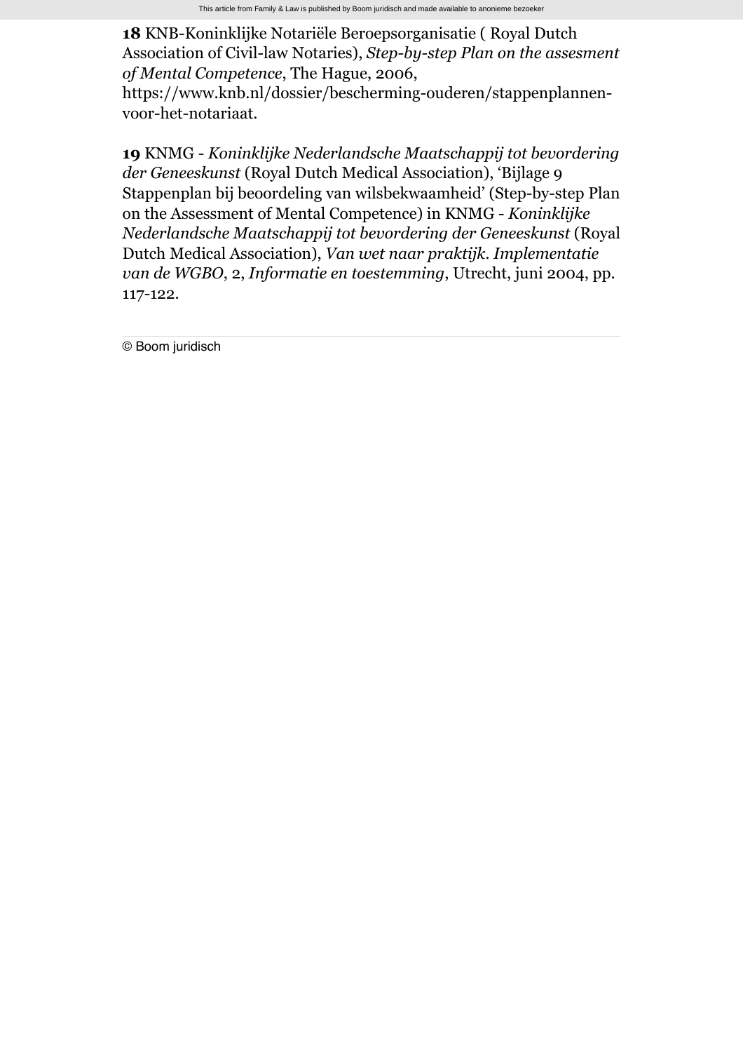**18** KNB-Koninklijke Notariële Beroepsorganisatie ( Royal Dutch Association of Civil-law Notaries), *Step-by-step Plan on the assesment of Mental Competence*, The Hague, 2006, https://www.knb.nl/dossier/bescherming-ouderen/stappenplannen-voor-het-notariaat.

**19** KNMG - *Koninklijke Nederlandsche Maatschappij tot bevordering der Geneeskunst* (Royal Dutch Medical Association), 'Bijlage 9 Stappenplan bij beoordeling van wilsbekwaamheid' (Step-by-step Plan on the Assessment of Mental Competence) in KNMG - *Koninklijke Nederlandsche Maatschappij tot bevordering der Geneeskunst* (Royal Dutch Medical Association), *Van wet naar praktijk. Implementatie van de WGBO*, 2, *Informatie en toestemming*, Utrecht, juni 2004, pp. 117-122.

© Boom juridisch